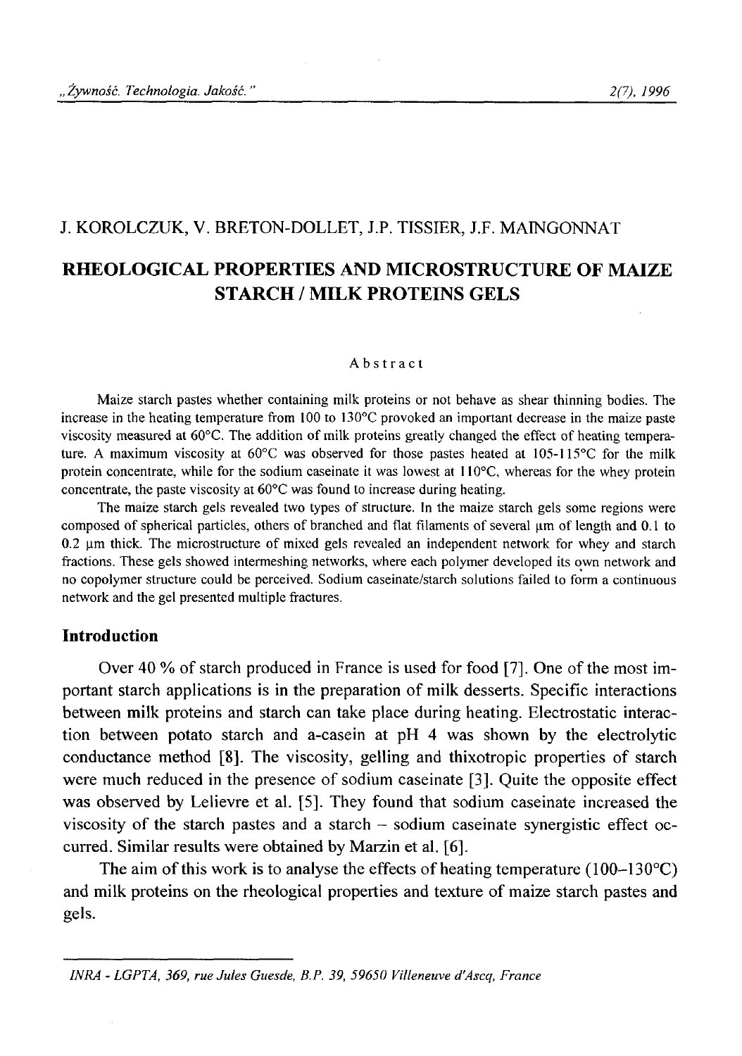J. KOROLCZUK, V. BRETON-DOLLET, J.P. TISSIER, J.F. MAINGONNAT

# RHEOLOGICAL PROPERTIES AND MICROSTRUCTURE OF MAIZE STARCH / MILK PROTEINS GELS

### Abstract

Maize starch pastes whether containing milk proteins or not behave as shear thinning bodies. The increase in the heating temperature from 100 to 130°C provoked an important decrease in the maize paste viscosity measured at 60°C. The addition of milk proteins greatly changed the effect of heating temperature. A maximum viscosity at 60°C was observed for those pastes heated at 105-115°C for the milk protein concentrate, while for the sodium caseinate it was lowest at 110°C, whereas for the whey protein concentrate, the paste viscosity at 60°C was found to increase during heating.

The maize starch gels revealed two types of structure. In the maize starch gels some regions were composed of spherical particles, others of branched and flat filaments of several µm of length and 0.1 to 0.2 µm thick. The microstructure of mixed gels revealed an independent network for whey and starch fractions. These gels showed intermeshing networks, where each polymer developed its own network and no copolymer structure could be perceived. Sodium caseinate/starch solutions failed to form a continuous network and the gel presented multiple fractures.

## Introduction

Over 40 % of starch produced in France is used for food [7]. One of the most important starch applications is in the preparation of milk desserts. Specific interactions between milk proteins and starch can take place during heating. Electrostatic interaction between potato starch and a-casein at pH 4 was shown by the electrolytic conductance method [8]. The viscosity, gelling and thixotropic properties of starch were much reduced in the presence of sodium caseinate [3]. Quite the opposite effect was observed by Lelievre et al. [5]. They found that sodium caseinate increased the viscosity of the starch pastes and a starch – sodium caseinate synergistic effect occurred. Similar results were obtained by Marzin et al. [6].

The aim of this work is to analyse the effects of heating temperature (100–130°C) and milk proteins on the rheological properties and texture of maize starch pastes and gels.

*INRA - LGPTA, 369, rue Jules Guesde, B.P. 39, 59650 Villeneuve d'Ascq, France*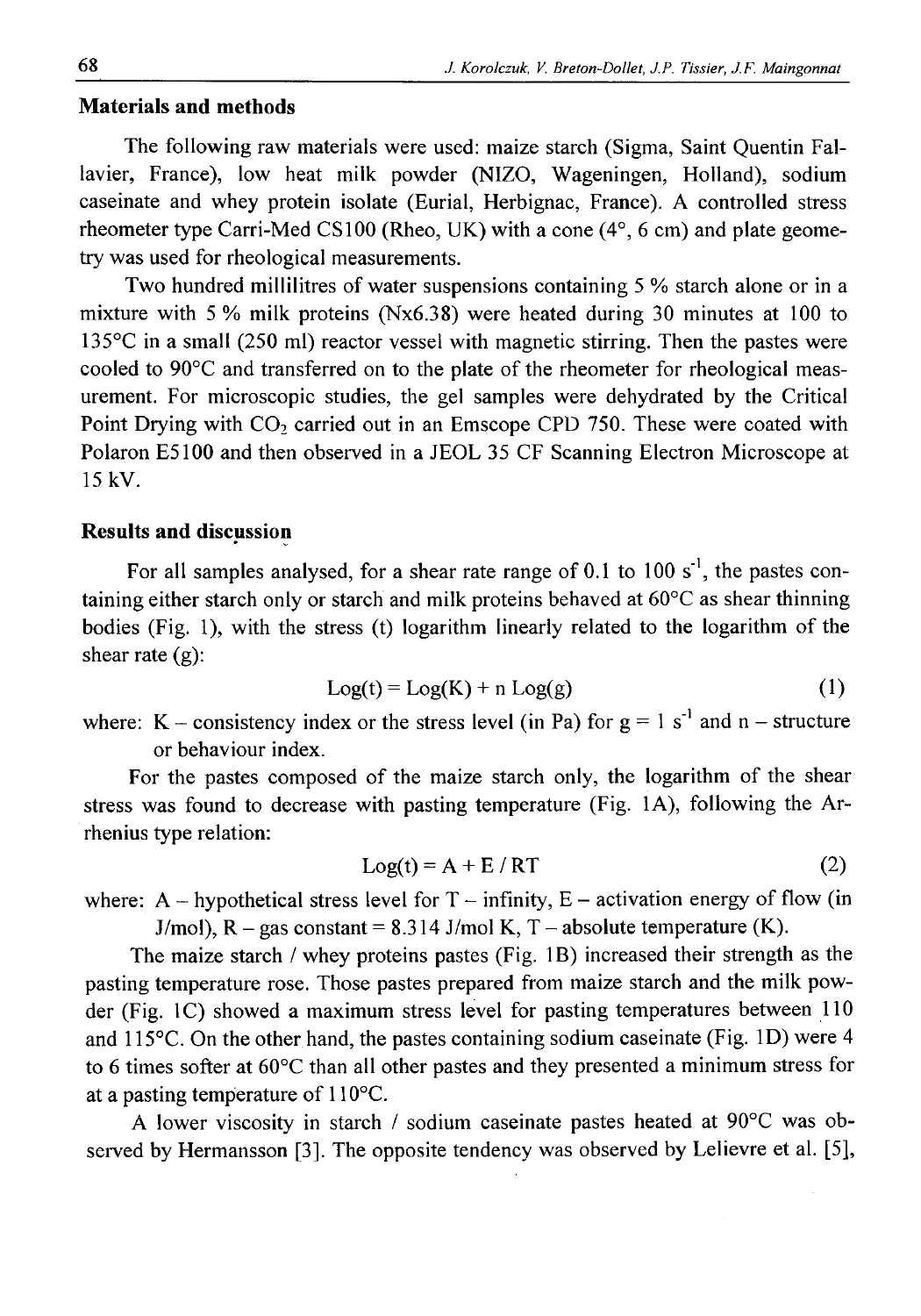## Materials and methods

The following raw materials were used: maize starch (Sigma, Saint Quentin Fallavier, France), low heat milk powder (NIZO, Wageningen, Holland), sodium caseinate and whey protein isolate (Eurial, Herbignac, France). A controlled stress rheometer type Carri-Med CS100 (Rheo, UK) with a cone (4°, 6 cm) and plate geometry was used for rheological measurements.

Two hundred millilitres of water suspensions containing 5 % starch alone or in a mixture with 5 % milk proteins (Nx6.38) were heated during 30 minutes at 100 to 135°C in a small (250 ml) reactor vessel with magnetic stirring. Then the pastes were cooled to 90°C and transferred on to the plate of the rheometer for rheological measurement. For microscopic studies, the gel samples were dehydrated by the Critical Point Drying with $CO_2$ carried out in an Emscope CPD 750. These were coated with Polaron E5100 and then observed in a JEOL 35 CF Scanning Electron Microscope at 15 kV.

## Results and discussion

For all samples analysed, for a shear rate range of 0.1 to 100 $s^{-1}$, the pastes containing either starch only or starch and milk proteins behaved at 60°C as shear thinning bodies (Fig. 1), with the stress (t) logarithm linearly related to the logarithm of the shear rate (g):

$$\text{Log}(t) = \text{Log}(K) + n\,\text{Log}(g) \tag{1}$$

where: K – consistency index or the stress level (in Pa) for g = 1 $s^{-1}$ and n – structure or behaviour index.

For the pastes composed of the maize starch only, the logarithm of the shear stress was found to decrease with pasting temperature (Fig. 1A), following the Arrhenius type relation:

$$\text{Log}(t) = A + E / RT \tag{2}$$

where: A – hypothetical stress level for T – infinity, E – activation energy of flow (in J/mol), R – gas constant = 8.314 J/mol K, T – absolute temperature (K).

The maize starch / whey proteins pastes (Fig. 1B) increased their strength as the pasting temperature rose. Those pastes prepared from maize starch and the milk powder (Fig. 1C) showed a maximum stress level for pasting temperatures between 110 and 115°C. On the other hand, the pastes containing sodium caseinate (Fig. 1D) were 4 to 6 times softer at 60°C than all other pastes and they presented a minimum stress for at a pasting temperature of 110°C.

A lower viscosity in starch / sodium caseinate pastes heated at 90°C was observed by Hermansson [3]. The opposite tendency was observed by Lelievre et al. [5],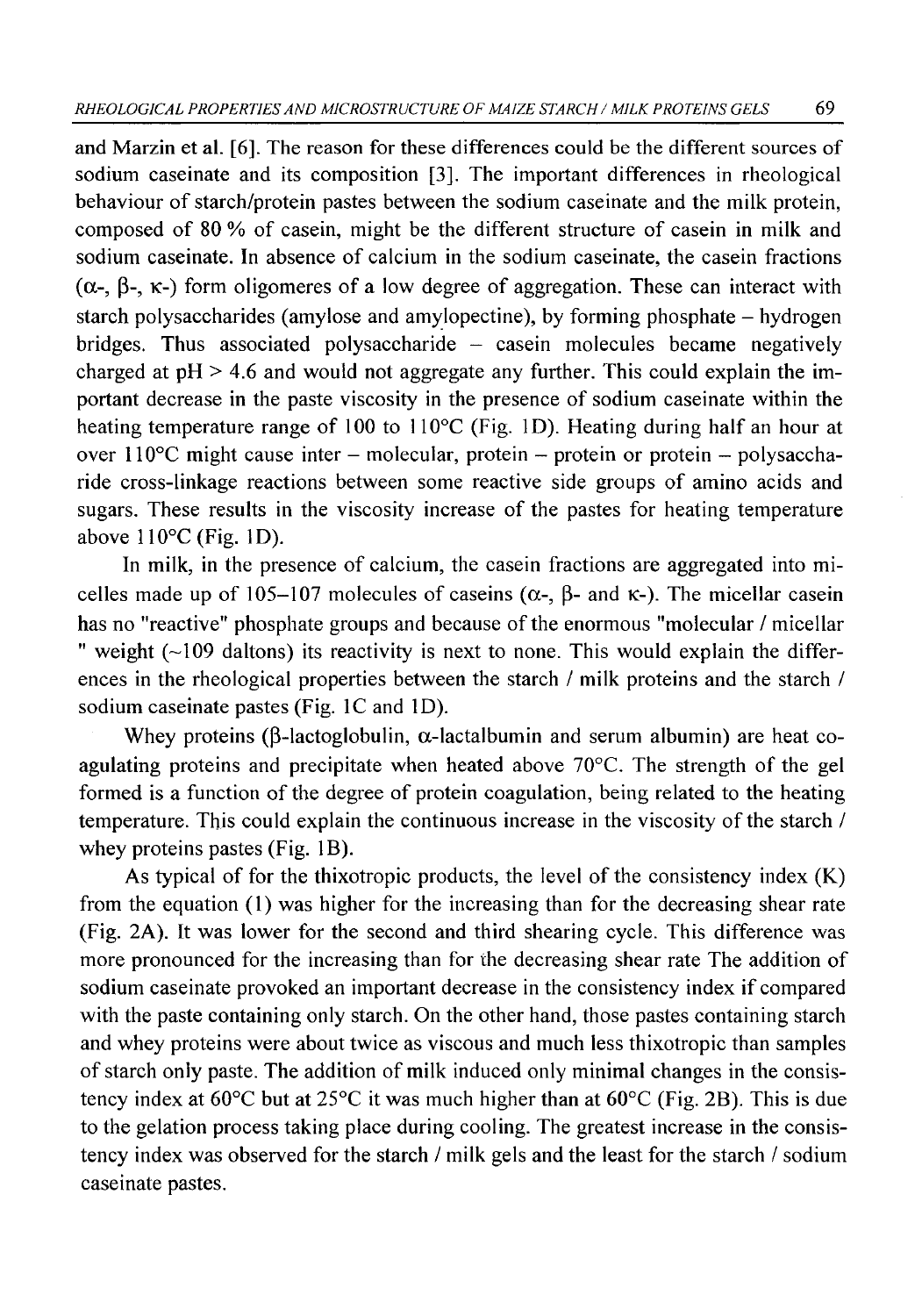and Marzin et al. [6]. The reason for these differences could be the different sources of sodium caseinate and its composition [3]. The important differences in rheological behaviour of starch/protein pastes between the sodium caseinate and the milk protein, composed of 80 % of casein, might be the different structure of casein in milk and sodium caseinate. In absence of calcium in the sodium caseinate, the casein fractions (α-, β-, κ-) form oligomeres of a low degree of aggregation. These can interact with starch polysaccharides (amylose and amylopectine), by forming phosphate – hydrogen bridges. Thus associated polysaccharide – casein molecules became negatively charged at pH > 4.6 and would not aggregate any further. This could explain the important decrease in the paste viscosity in the presence of sodium caseinate within the heating temperature range of 100 to 110°C (Fig. 1D). Heating during half an hour at over 110°C might cause inter – molecular, protein – protein or protein – polysaccharide cross-linkage reactions between some reactive side groups of amino acids and sugars. These results in the viscosity increase of the pastes for heating temperature above 110°C (Fig. 1D).

In milk, in the presence of calcium, the casein fractions are aggregated into micelles made up of 105–107 molecules of caseins (α-, β- and κ-). The micellar casein has no "reactive" phosphate groups and because of the enormous "molecular / micellar " weight (~109 daltons) its reactivity is next to none. This would explain the differences in the rheological properties between the starch / milk proteins and the starch / sodium caseinate pastes (Fig. 1C and 1D).

Whey proteins (β-lactoglobulin, α-lactalbumin and serum albumin) are heat coagulating proteins and precipitate when heated above 70°C. The strength of the gel formed is a function of the degree of protein coagulation, being related to the heating temperature. This could explain the continuous increase in the viscosity of the starch / whey proteins pastes (Fig. 1B).

As typical of for the thixotropic products, the level of the consistency index (K) from the equation (1) was higher for the increasing than for the decreasing shear rate (Fig. 2A). It was lower for the second and third shearing cycle. This difference was more pronounced for the increasing than for the decreasing shear rate The addition of sodium caseinate provoked an important decrease in the consistency index if compared with the paste containing only starch. On the other hand, those pastes containing starch and whey proteins were about twice as viscous and much less thixotropic than samples of starch only paste. The addition of milk induced only minimal changes in the consistency index at 60°C but at 25°C it was much higher than at 60°C (Fig. 2B). This is due to the gelation process taking place during cooling. The greatest increase in the consistency index was observed for the starch / milk gels and the least for the starch / sodium caseinate pastes.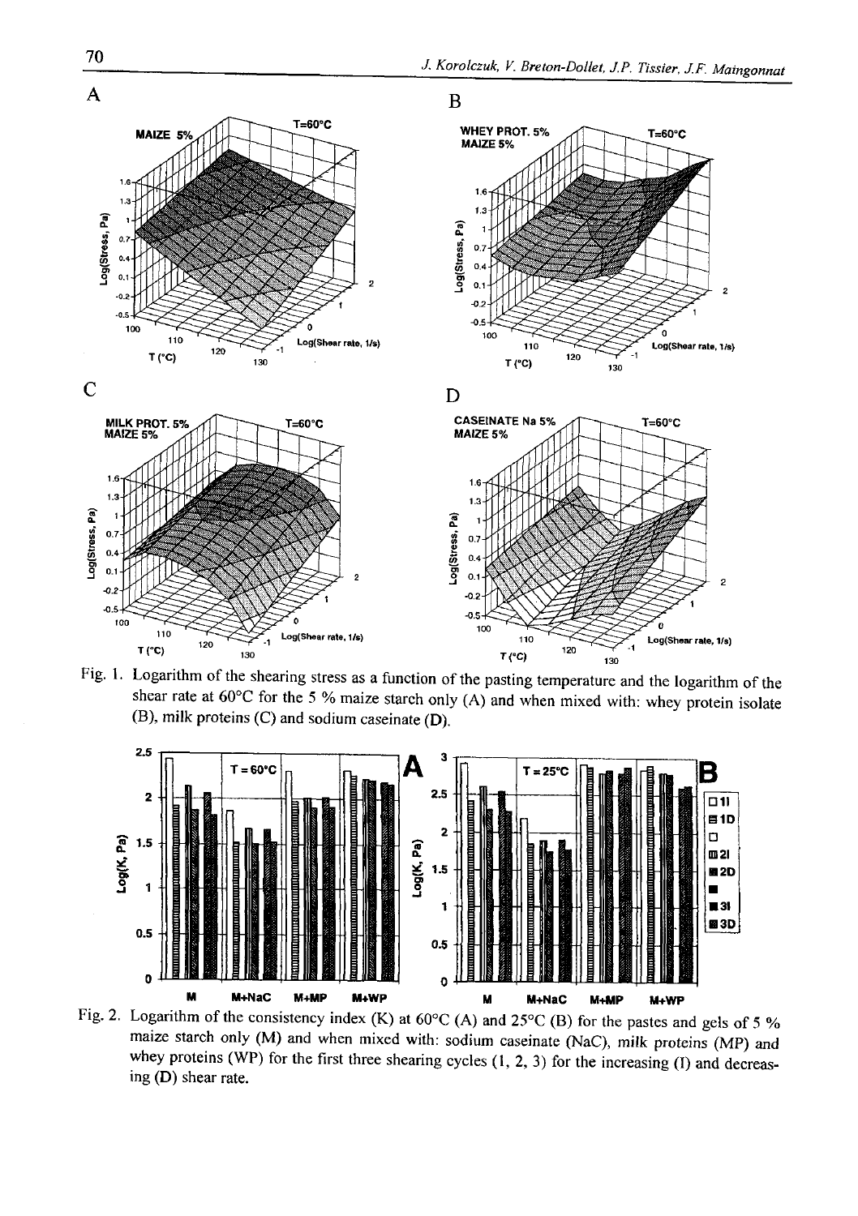A

MAIZE 5%

T=60°C

Log(Stress, Pa)

T (°C)

Log(Shear rate, 1/s)

B

WHEY PROT. 5%
MAIZE 5%

T=60°C

Log(Stress, Pa)

T (°C)

Log(Shear rate, 1/s)

C

MILK PROT. 5%
MAIZE 5%

T=60°C

Log(Stress, Pa)

T (°C)

Log(Shear rate, 1/s)

D

CASEINATE Na 5%
MAIZE 5%

T=60°C

Log(Stress, Pa)

T (°C)

Log(Shear rate, 1/s)

Fig. 1. Logarithm of the shearing stress as a function of the pasting temperature and the logarithm of the shear rate at 60°C for the 5 % maize starch only (A) and when mixed with: whey protein isolate (B), milk proteins (C) and sodium caseinate (D).

A

T = 60°C

Log(K, Pa)

M M+NaC M+MP M+WP

B

T = 25°C

Log(K, Pa)

M M+NaC M+MP M+WP

1I
1D
2I
2D
3I
3D

Fig. 2. Logarithm of the consistency index (K) at 60°C (A) and 25°C (B) for the pastes and gels of 5 % maize starch only (M) and when mixed with: sodium caseinate (NaC), milk proteins (MP) and whey proteins (WP) for the first three shearing cycles (1, 2, 3) for the increasing (I) and decreasing (D) shear rate.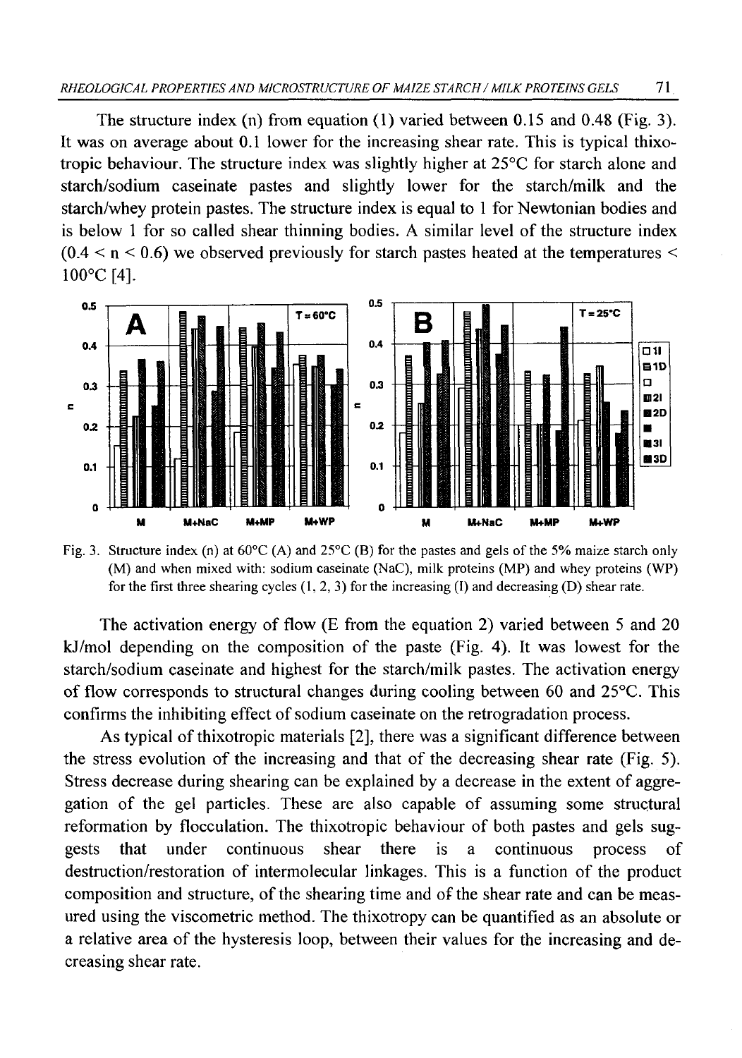The structure index (n) from equation (1) varied between 0.15 and 0.48 (Fig. 3). It was on average about 0.1 lower for the increasing shear rate. This is typical thixotropic behaviour. The structure index was slightly higher at 25°C for starch alone and starch/sodium caseinate pastes and slightly lower for the starch/milk and the starch/whey protein pastes. The structure index is equal to 1 for Newtonian bodies and is below 1 for so called shear thinning bodies. A similar level of the structure index ($0.4 < n < 0.6$) we observed previously for starch pastes heated at the temperatures < 100°C [4].

A
T = 60°C
0.5
0.4
0.3
0.2
0.1
0
n
M
M+NaC
M+MP
M+WP

B
T = 25°C
0.5
0.4
0.3
0.2
0.1
0
n
M
M+NaC
M+MP
M+WP

1I
1D
2I
2D
3I
3D

Fig. 3. Structure index (n) at 60°C (A) and 25°C (B) for the pastes and gels of the 5% maize starch only (M) and when mixed with: sodium caseinate (NaC), milk proteins (MP) and whey proteins (WP) for the first three shearing cycles (1, 2, 3) for the increasing (I) and decreasing (D) shear rate.

The activation energy of flow (E from the equation 2) varied between 5 and 20 kJ/mol depending on the composition of the paste (Fig. 4). It was lowest for the starch/sodium caseinate and highest for the starch/milk pastes. The activation energy of flow corresponds to structural changes during cooling between 60 and 25°C. This confirms the inhibiting effect of sodium caseinate on the retrogradation process.

As typical of thixotropic materials [2], there was a significant difference between the stress evolution of the increasing and that of the decreasing shear rate (Fig. 5). Stress decrease during shearing can be explained by a decrease in the extent of aggregation of the gel particles. These are also capable of assuming some structural reformation by flocculation. The thixotropic behaviour of both pastes and gels suggests that under continuous shear there is a continuous process of destruction/restoration of intermolecular linkages. This is a function of the product composition and structure, of the shearing time and of the shear rate and can be measured using the viscometric method. The thixotropy can be quantified as an absolute or a relative area of the hysteresis loop, between their values for the increasing and decreasing shear rate.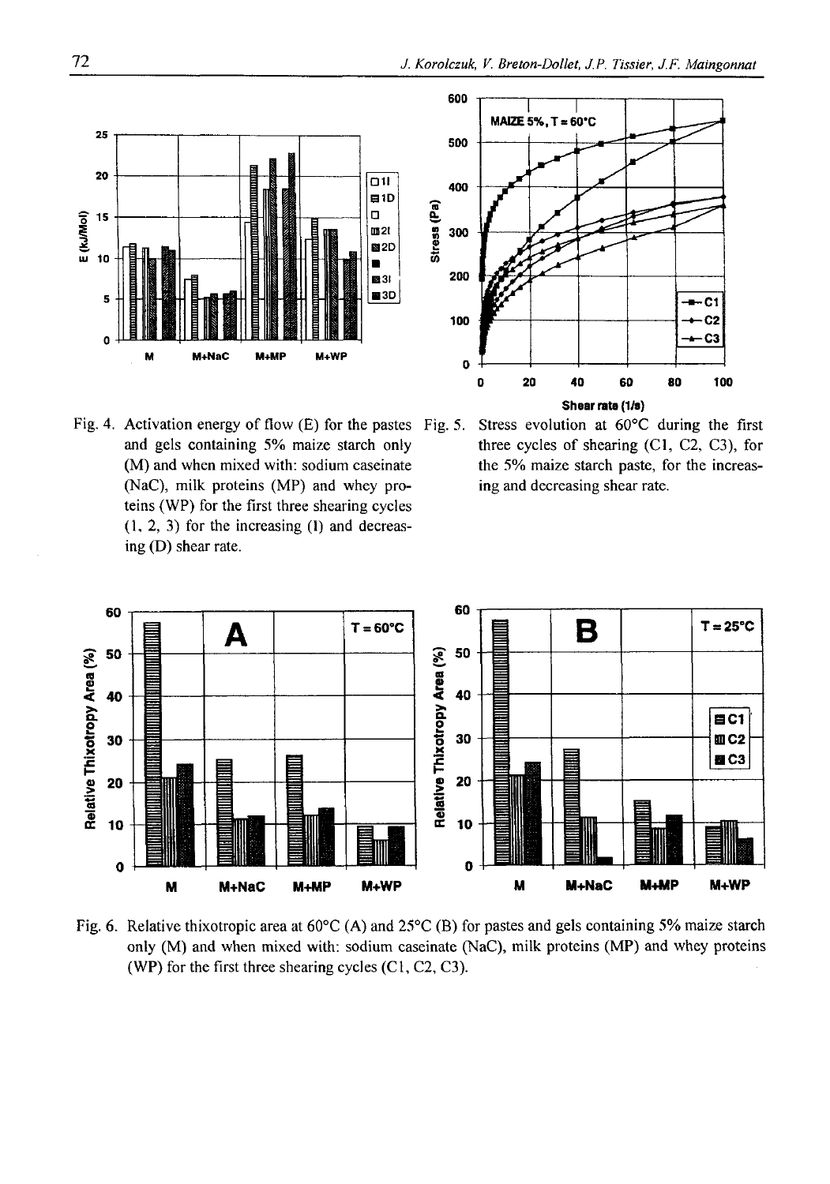25

20

15

10

5

0

E (kJ/Mol)

M M+NaC M+MP M+WP

1I
1D
2I
2D
3I
3D

600

500

400

300

200

100

0

Stress (Pa)

0 20 40 60 80 100

Shear rate (1/s)

MAIZE 5%, T = 60°C

C1
C2
C3

Fig. 4. Activation energy of flow (E) for the pastes and gels containing 5% maize starch only (M) and when mixed with: sodium caseinate (NaC), milk proteins (MP) and whey proteins (WP) for the first three shearing cycles (1, 2, 3) for the increasing (I) and decreasing (D) shear rate.

Fig. 5. Stress evolution at 60°C during the first three cycles of shearing (C1, C2, C3), for the 5% maize starch paste, for the increasing and decreasing shear rate.

A

T = 60°C

60

50

40

30

20

10

0

Relative Thixotropy Area (%)

M M+NaC M+MP M+WP

B

T = 25°C

60

50

40

30

20

10

0

Relative Thixotropy Area (%)

M M+NaC M+MP M+WP

C1
C2
C3

Fig. 6. Relative thixotropic area at 60°C (A) and 25°C (B) for pastes and gels containing 5% maize starch only (M) and when mixed with: sodium caseinate (NaC), milk proteins (MP) and whey proteins (WP) for the first three shearing cycles (C1, C2, C3).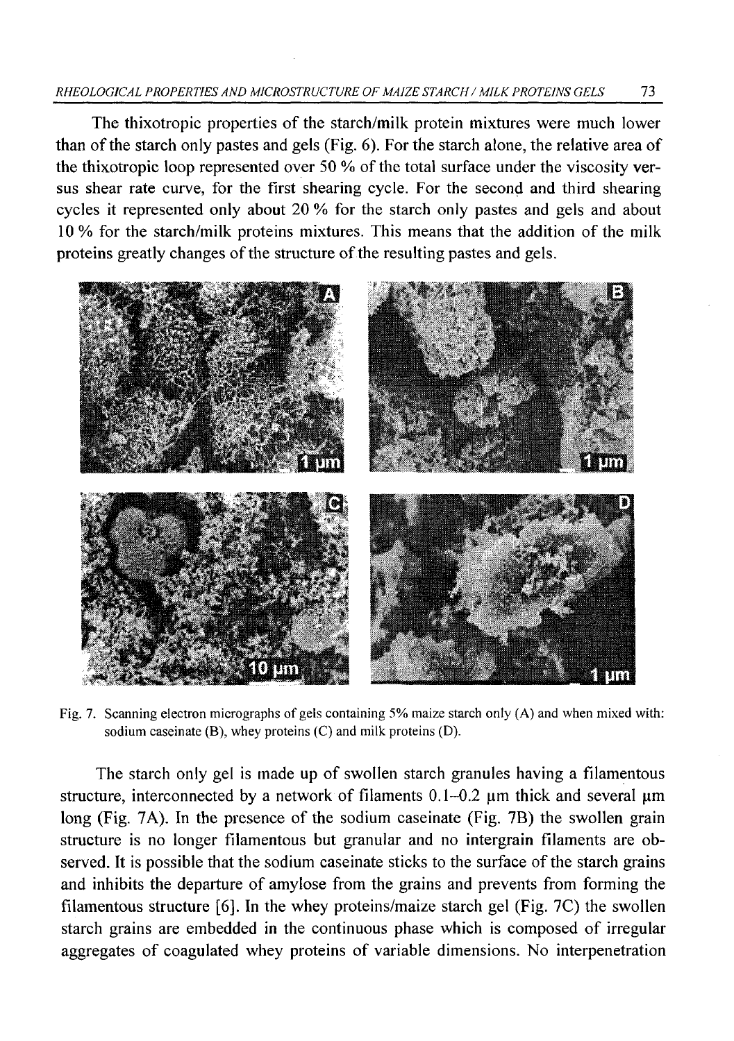The thixotropic properties of the starch/milk protein mixtures were much lower than of the starch only pastes and gels (Fig. 6). For the starch alone, the relative area of the thixotropic loop represented over 50 % of the total surface under the viscosity versus shear rate curve, for the first shearing cycle. For the second and third shearing cycles it represented only about 20 % for the starch only pastes and gels and about 10 % for the starch/milk proteins mixtures. This means that the addition of the milk proteins greatly changes of the structure of the resulting pastes and gels.

Fig. 7. Scanning electron micrographs of gels containing 5% maize starch only (A) and when mixed with: sodium caseinate (B), whey proteins (C) and milk proteins (D).

The starch only gel is made up of swollen starch granules having a filamentous structure, interconnected by a network of filaments 0.1–0.2 μm thick and several μm long (Fig. 7A). In the presence of the sodium caseinate (Fig. 7B) the swollen grain structure is no longer filamentous but granular and no intergrain filaments are observed. It is possible that the sodium caseinate sticks to the surface of the starch grains and inhibits the departure of amylose from the grains and prevents from forming the filamentous structure [6]. In the whey proteins/maize starch gel (Fig. 7C) the swollen starch grains are embedded in the continuous phase which is composed of irregular aggregates of coagulated whey proteins of variable dimensions. No interpenetration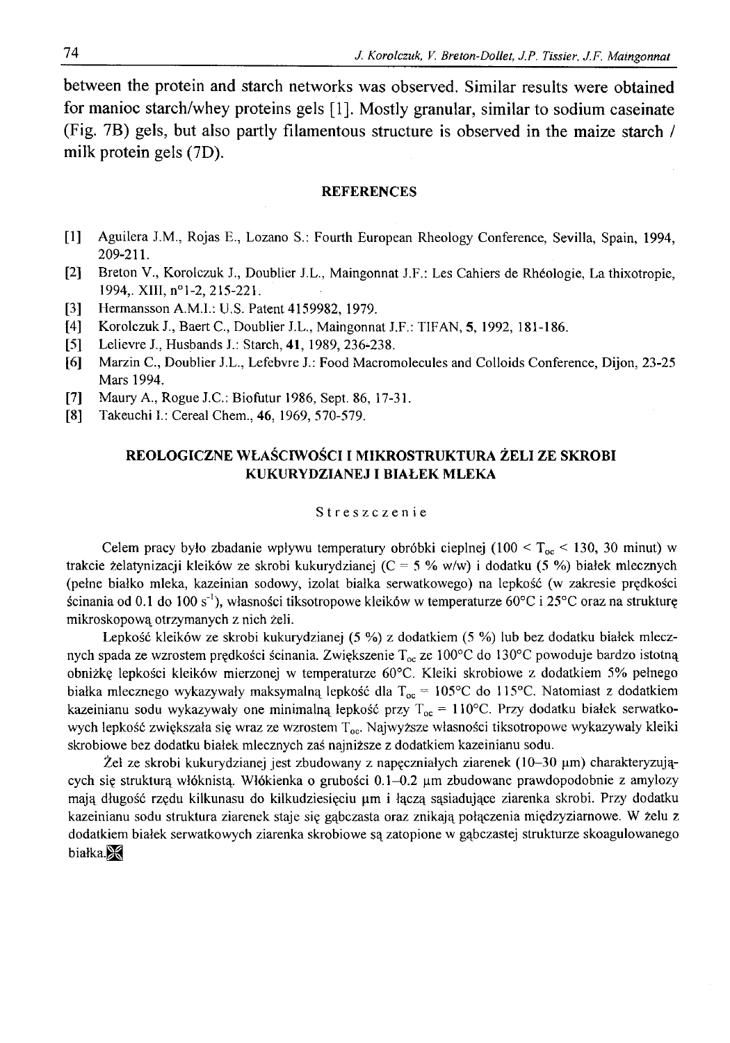between the protein and starch networks was observed. Similar results were obtained for manioc starch/whey proteins gels [1]. Mostly granular, similar to sodium caseinate (Fig. 7B) gels, but also partly filamentous structure is observed in the maize starch / milk protein gels (7D).

## REFERENCES

[1] Aguilera J.M., Rojas E., Lozano S.: Fourth European Rheology Conference, Sevilla, Spain, 1994, 209-211.

[2] Breton V., Korolczuk J., Doublier J.L., Maingonnat J.F.: Les Cahiers de Rhéologie, La thixotropie, 1994,. XIII, n°1-2, 215-221.

[3] Hermansson A.M.I.: U.S. Patent 4159982, 1979.

[4] Korolczuk J., Baert C., Doublier J.L., Maingonnat J.F.: TIFAN, **5**, 1992, 181-186.

[5] Lelievre J., Husbands J.: Starch, **41**, 1989, 236-238.

[6] Marzin C., Doublier J.L., Lefebvre J.: Food Macromolecules and Colloids Conference, Dijon, 23-25 Mars 1994.

[7] Maury A., Rogue J.C.: Biofutur 1986, Sept. 86, 17-31.

[8] Takeuchi I.: Cereal Chem., **46**, 1969, 570-579.

## REOLOGICZNE WŁAŚCIWOŚCI I MIKROSTRUKTURA ŻELI ZE SKROBI KUKURYDZIANEJ I BIAŁEK MLEKA

### Streszczenie

Celem pracy było zbadanie wpływu temperatury obróbki cieplnej ($100 < T_{oc} < 130$, 30 minut) w trakcie żelatynizacji kleików ze skrobi kukurydzianej (C = 5 % w/w) i dodatku (5 %) białek mlecznych (pełne białko mleka, kazeinian sodowy, izolat białka serwatkowego) na lepkość (w zakresie prędkości ścinania od 0.1 do 100 $s^{-1}$), własności tiksotropowe kleików w temperaturze 60°C i 25°C oraz na strukturę mikroskopową otrzymanych z nich żeli.

Lepkość kleików ze skrobi kukurydzianej (5 %) z dodatkiem (5 %) lub bez dodatku białek mlecznych spada ze wzrostem prędkości ścinania. Zwiększenie $T_{oc}$ ze 100°C do 130°C powoduje bardzo istotną obniżkę lepkości kleików mierzonej w temperaturze 60°C. Kleiki skrobiowe z dodatkiem 5% pełnego białka mlecznego wykazywały maksymalną lepkość dla $T_{oc}$ = 105°C do 115°C. Natomiast z dodatkiem kazeinianu sodu wykazywały one minimalną lepkość przy $T_{oc}$ = 110°C. Przy dodatku białek serwatkowych lepkość zwiększała się wraz ze wzrostem $T_{oc}$. Najwyższe własności tiksotropowe wykazywały kleiki skrobiowe bez dodatku białek mlecznych zaś najniższe z dodatkiem kazeinianu sodu.

Żel ze skrobi kukurydzianej jest zbudowany z napęczniałych ziarenek (10–30 µm) charakteryzujących się strukturą włóknistą. Włókienka o grubości 0.1–0.2 µm zbudowane prawdopodobnie z amylozy mają długość rzędu kilkunastu do kilkudziesięciu µm i łączą sąsiadujące ziarenka skrobi. Przy dodatku kazeinianu sodu struktura ziarenek staje się gąbczasta oraz znikają połączenia międzyziarnowe. W żelu z dodatkiem białek serwatkowych ziarenka skrobiowe są zatopione w gąbczastej strukturze skoagulowanego białka.